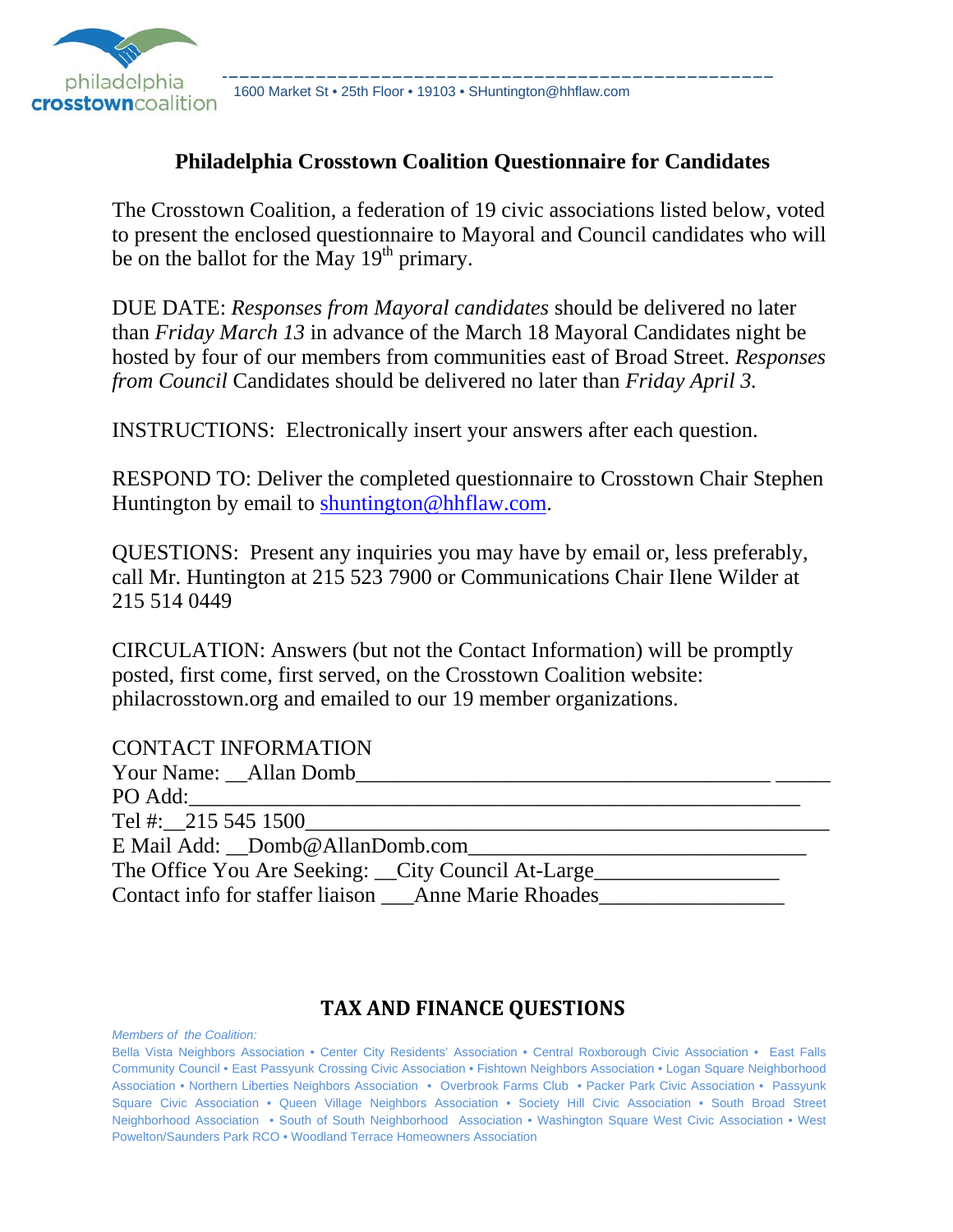philadelphia **crosstown**coalition

1600 Market St • 25th Floor • 19103 • SHuntington@hhflaw.com

## Philadelphia Crosstown Coalition Questionnaire for Candidates

The Crosstown Coalition, a federation of 19 civic associations listed below, voted to present the enclosed questionnaire to Mayoral and Council candidates who will be on the ballot for the May 19th primary.

DUE DATE: *Responses from Mayoral candidates* should be delivered no later than *Friday March 13* in advance of the March 18 Mayoral Candidates night be hosted by four of our members from communities east of Broad Street. *Responses from Council* Candidates should be delivered no later than *Friday April 3.*

INSTRUCTIONS: Electronically insert your answers after each question.

RESPOND TO: Deliver the completed questionnaire to Crosstown Chair Stephen Huntington by email to shuntington@hhflaw.com.

QUESTIONS: Present any inquiries you may have by email or, less preferably, call Mr. Huntington at 215 523 7900 or Communications Chair Ilene Wilder at 215 514 0449

CIRCULATION: Answers (but not the Contact Information) will be promptly posted, first come, first served, on the Crosstown Coalition website: philacrosstown.org and emailed to our 19 member organizations.

CONTACT INFORMATION
Your Name: __Allan Domb________________________________________ _____
PO Add:__________________________________________________________
Tel #:__215 545 1500__________________________________________________
E Mail Add: __Domb@AllanDomb.com_______________________________
The Office You Are Seeking: __City Council At-Large_________________
Contact info for staffer liaison ___Anne Marie Rhoades_________________

## TAX AND FINANCE QUESTIONS

*Members of the Coalition:*
Bella Vista Neighbors Association • Center City Residents' Association • Central Roxborough Civic Association • East Falls Community Council • East Passyunk Crossing Civic Association • Fishtown Neighbors Association • Logan Square Neighborhood Association • Northern Liberties Neighbors Association • Overbrook Farms Club • Packer Park Civic Association • Passyunk Square Civic Association • Queen Village Neighbors Association • Society Hill Civic Association • South Broad Street Neighborhood Association • South of South Neighborhood Association • Washington Square West Civic Association • West Powelton/Saunders Park RCO • Woodland Terrace Homeowners Association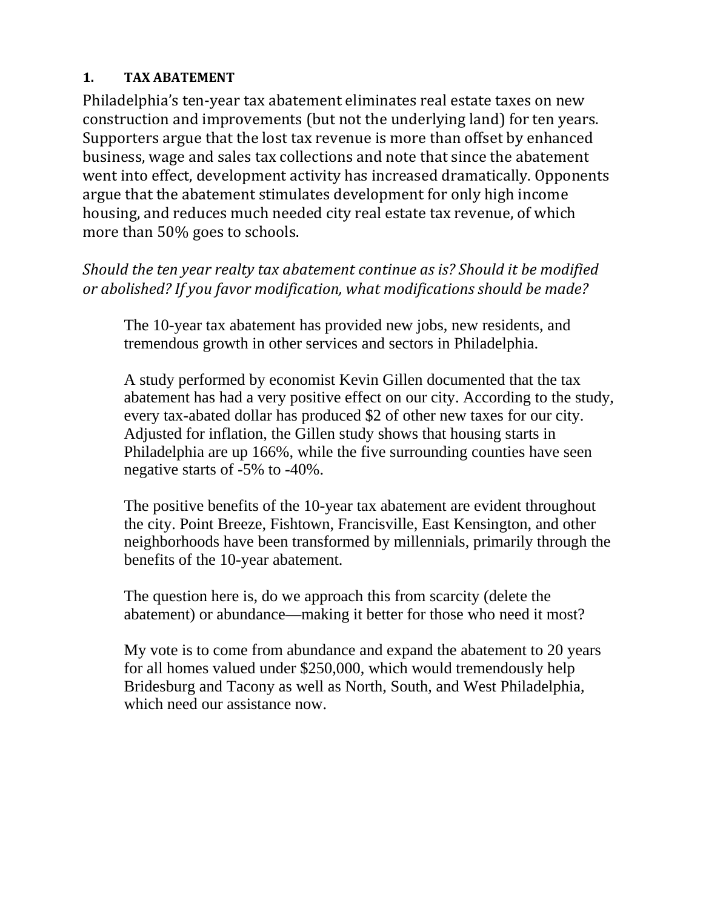## 1. TAX ABATEMENT

Philadelphia's ten-year tax abatement eliminates real estate taxes on new construction and improvements (but not the underlying land) for ten years. Supporters argue that the lost tax revenue is more than offset by enhanced business, wage and sales tax collections and note that since the abatement went into effect, development activity has increased dramatically. Opponents argue that the abatement stimulates development for only high income housing, and reduces much needed city real estate tax revenue, of which more than 50% goes to schools.

*Should the ten year realty tax abatement continue as is? Should it be modified or abolished? If you favor modification, what modifications should be made?*

> The 10-year tax abatement has provided new jobs, new residents, and tremendous growth in other services and sectors in Philadelphia.
>
> A study performed by economist Kevin Gillen documented that the tax abatement has had a very positive effect on our city. According to the study, every tax-abated dollar has produced $2 of other new taxes for our city. Adjusted for inflation, the Gillen study shows that housing starts in Philadelphia are up 166%, while the five surrounding counties have seen negative starts of -5% to -40%.
>
> The positive benefits of the 10-year tax abatement are evident throughout the city. Point Breeze, Fishtown, Francisville, East Kensington, and other neighborhoods have been transformed by millennials, primarily through the benefits of the 10-year abatement.
>
> The question here is, do we approach this from scarcity (delete the abatement) or abundance—making it better for those who need it most?
>
> My vote is to come from abundance and expand the abatement to 20 years for all homes valued under $250,000, which would tremendously help Bridesburg and Tacony as well as North, South, and West Philadelphia, which need our assistance now.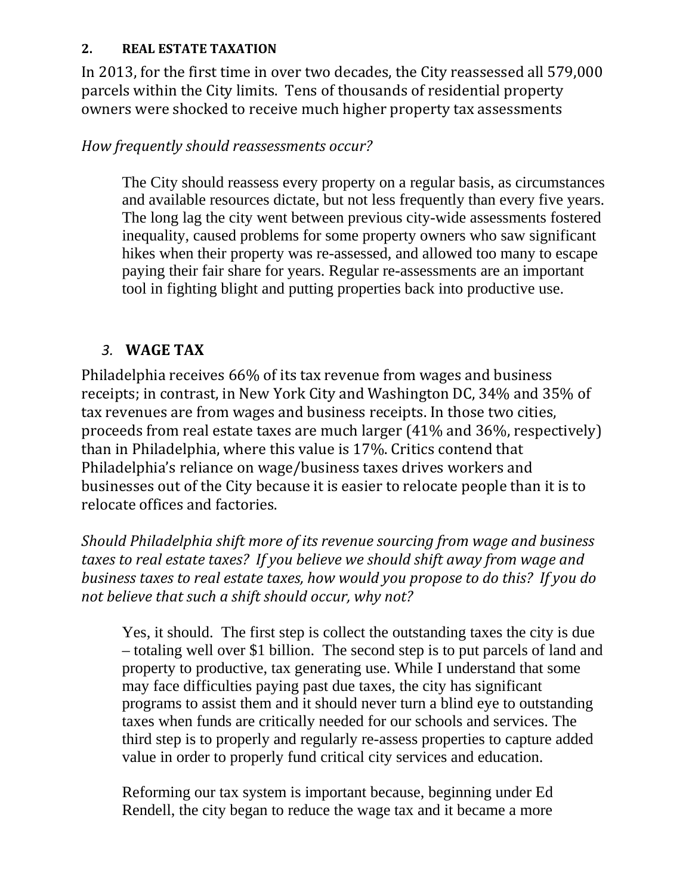## 2. REAL ESTATE TAXATION

In 2013, for the first time in over two decades, the City reassessed all 579,000 parcels within the City limits. Tens of thousands of residential property owners were shocked to receive much higher property tax assessments

*How frequently should reassessments occur?*

> The City should reassess every property on a regular basis, as circumstances and available resources dictate, but not less frequently than every five years. The long lag the city went between previous city-wide assessments fostered inequality, caused problems for some property owners who saw significant hikes when their property was re-assessed, and allowed too many to escape paying their fair share for years. Regular re-assessments are an important tool in fighting blight and putting properties back into productive use.

## *3.* WAGE TAX

Philadelphia receives 66% of its tax revenue from wages and business receipts; in contrast, in New York City and Washington DC, 34% and 35% of tax revenues are from wages and business receipts. In those two cities, proceeds from real estate taxes are much larger (41% and 36%, respectively) than in Philadelphia, where this value is 17%. Critics contend that Philadelphia's reliance on wage/business taxes drives workers and businesses out of the City because it is easier to relocate people than it is to relocate offices and factories.

*Should Philadelphia shift more of its revenue sourcing from wage and business taxes to real estate taxes? If you believe we should shift away from wage and business taxes to real estate taxes, how would you propose to do this? If you do not believe that such a shift should occur, why not?*

> Yes, it should. The first step is collect the outstanding taxes the city is due – totaling well over $1 billion. The second step is to put parcels of land and property to productive, tax generating use. While I understand that some may face difficulties paying past due taxes, the city has significant programs to assist them and it should never turn a blind eye to outstanding taxes when funds are critically needed for our schools and services. The third step is to properly and regularly re-assess properties to capture added value in order to properly fund critical city services and education.
>
> Reforming our tax system is important because, beginning under Ed Rendell, the city began to reduce the wage tax and it became a more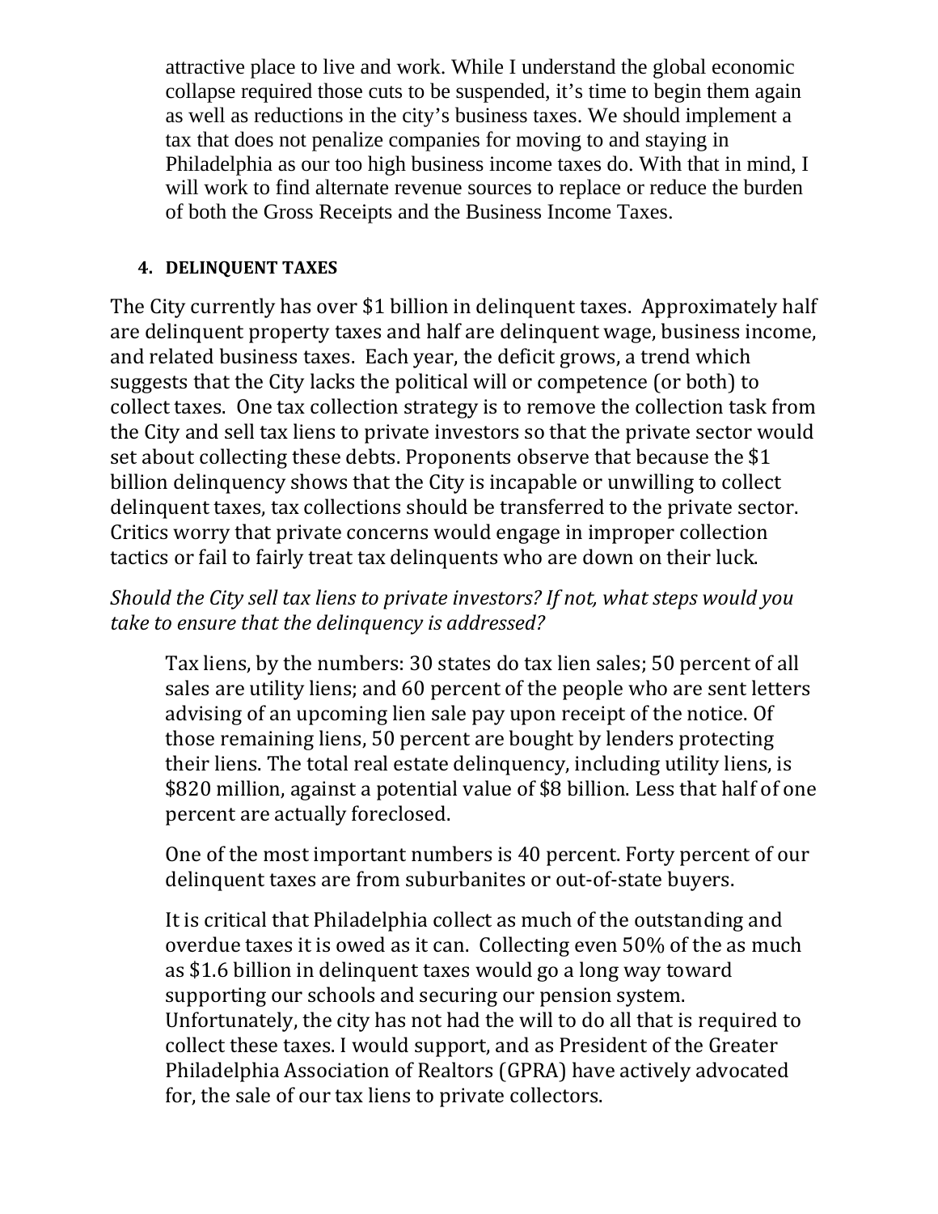attractive place to live and work. While I understand the global economic collapse required those cuts to be suspended, it's time to begin them again as well as reductions in the city's business taxes. We should implement a tax that does not penalize companies for moving to and staying in Philadelphia as our too high business income taxes do. With that in mind, I will work to find alternate revenue sources to replace or reduce the burden of both the Gross Receipts and the Business Income Taxes.

## 4. DELINQUENT TAXES

The City currently has over $1 billion in delinquent taxes. Approximately half are delinquent property taxes and half are delinquent wage, business income, and related business taxes. Each year, the deficit grows, a trend which suggests that the City lacks the political will or competence (or both) to collect taxes. One tax collection strategy is to remove the collection task from the City and sell tax liens to private investors so that the private sector would set about collecting these debts. Proponents observe that because the $1 billion delinquency shows that the City is incapable or unwilling to collect delinquent taxes, tax collections should be transferred to the private sector. Critics worry that private concerns would engage in improper collection tactics or fail to fairly treat tax delinquents who are down on their luck.

*Should the City sell tax liens to private investors? If not, what steps would you take to ensure that the delinquency is addressed?*

Tax liens, by the numbers: 30 states do tax lien sales; 50 percent of all sales are utility liens; and 60 percent of the people who are sent letters advising of an upcoming lien sale pay upon receipt of the notice. Of those remaining liens, 50 percent are bought by lenders protecting their liens. The total real estate delinquency, including utility liens, is $820 million, against a potential value of $8 billion. Less that half of one percent are actually foreclosed.

One of the most important numbers is 40 percent. Forty percent of our delinquent taxes are from suburbanites or out-of-state buyers.

It is critical that Philadelphia collect as much of the outstanding and overdue taxes it is owed as it can. Collecting even 50% of the as much as $1.6 billion in delinquent taxes would go a long way toward supporting our schools and securing our pension system. Unfortunately, the city has not had the will to do all that is required to collect these taxes. I would support, and as President of the Greater Philadelphia Association of Realtors (GPRA) have actively advocated for, the sale of our tax liens to private collectors.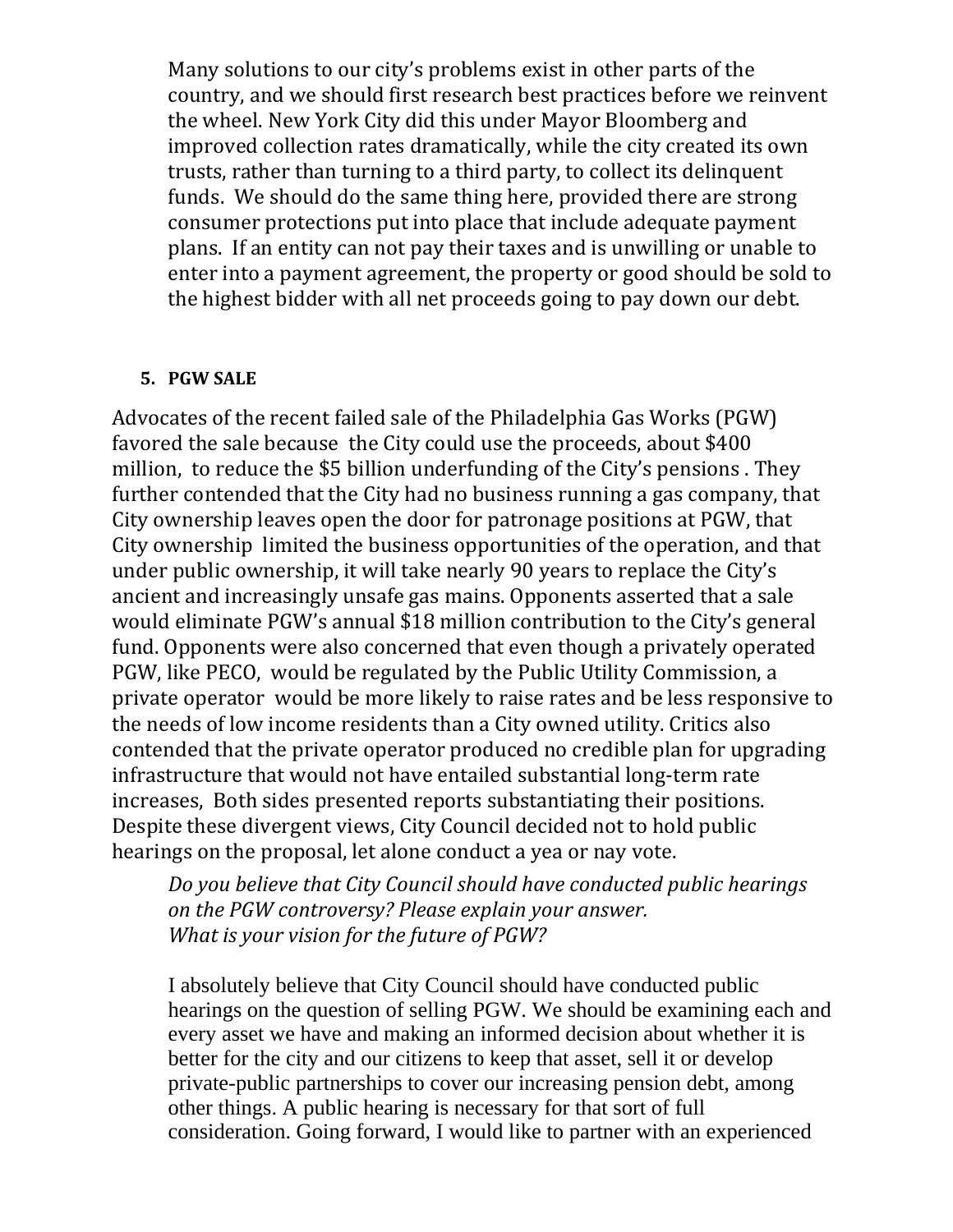Many solutions to our city's problems exist in other parts of the country, and we should first research best practices before we reinvent the wheel. New York City did this under Mayor Bloomberg and improved collection rates dramatically, while the city created its own trusts, rather than turning to a third party, to collect its delinquent funds. We should do the same thing here, provided there are strong consumer protections put into place that include adequate payment plans. If an entity can not pay their taxes and is unwilling or unable to enter into a payment agreement, the property or good should be sold to the highest bidder with all net proceeds going to pay down our debt.

5. **PGW SALE**

Advocates of the recent failed sale of the Philadelphia Gas Works (PGW) favored the sale because the City could use the proceeds, about $400 million, to reduce the $5 billion underfunding of the City's pensions . They further contended that the City had no business running a gas company, that City ownership leaves open the door for patronage positions at PGW, that City ownership limited the business opportunities of the operation, and that under public ownership, it will take nearly 90 years to replace the City's ancient and increasingly unsafe gas mains. Opponents asserted that a sale would eliminate PGW's annual $18 million contribution to the City's general fund. Opponents were also concerned that even though a privately operated PGW, like PECO, would be regulated by the Public Utility Commission, a private operator would be more likely to raise rates and be less responsive to the needs of low income residents than a City owned utility. Critics also contended that the private operator produced no credible plan for upgrading infrastructure that would not have entailed substantial long-term rate increases, Both sides presented reports substantiating their positions. Despite these divergent views, City Council decided not to hold public hearings on the proposal, let alone conduct a yea or nay vote.

*Do you believe that City Council should have conducted public hearings on the PGW controversy? Please explain your answer.*
*What is your vision for the future of PGW?*

I absolutely believe that City Council should have conducted public hearings on the question of selling PGW. We should be examining each and every asset we have and making an informed decision about whether it is better for the city and our citizens to keep that asset, sell it or develop private-public partnerships to cover our increasing pension debt, among other things. A public hearing is necessary for that sort of full consideration. Going forward, I would like to partner with an experienced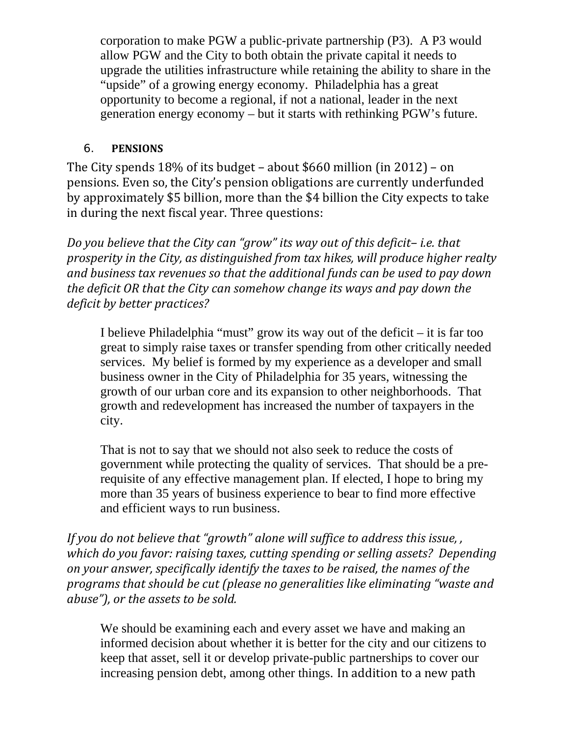corporation to make PGW a public-private partnership (P3). A P3 would allow PGW and the City to both obtain the private capital it needs to upgrade the utilities infrastructure while retaining the ability to share in the "upside" of a growing energy economy. Philadelphia has a great opportunity to become a regional, if not a national, leader in the next generation energy economy – but it starts with rethinking PGW's future.

## 6. PENSIONS

The City spends 18% of its budget – about $660 million (in 2012) – on pensions. Even so, the City's pension obligations are currently underfunded by approximately $5 billion, more than the $4 billion the City expects to take in during the next fiscal year. Three questions:

*Do you believe that the City can "grow" its way out of this deficit– i.e. that prosperity in the City, as distinguished from tax hikes, will produce higher realty and business tax revenues so that the additional funds can be used to pay down the deficit OR that the City can somehow change its ways and pay down the deficit by better practices?*

I believe Philadelphia "must" grow its way out of the deficit – it is far too great to simply raise taxes or transfer spending from other critically needed services. My belief is formed by my experience as a developer and small business owner in the City of Philadelphia for 35 years, witnessing the growth of our urban core and its expansion to other neighborhoods. That growth and redevelopment has increased the number of taxpayers in the city.

That is not to say that we should not also seek to reduce the costs of government while protecting the quality of services. That should be a pre-requisite of any effective management plan. If elected, I hope to bring my more than 35 years of business experience to bear to find more effective and efficient ways to run business.

*If you do not believe that "growth" alone will suffice to address this issue, , which do you favor: raising taxes, cutting spending or selling assets? Depending on your answer, specifically identify the taxes to be raised, the names of the programs that should be cut (please no generalities like eliminating "waste and abuse"), or the assets to be sold.*

We should be examining each and every asset we have and making an informed decision about whether it is better for the city and our citizens to keep that asset, sell it or develop private-public partnerships to cover our increasing pension debt, among other things. In addition to a new path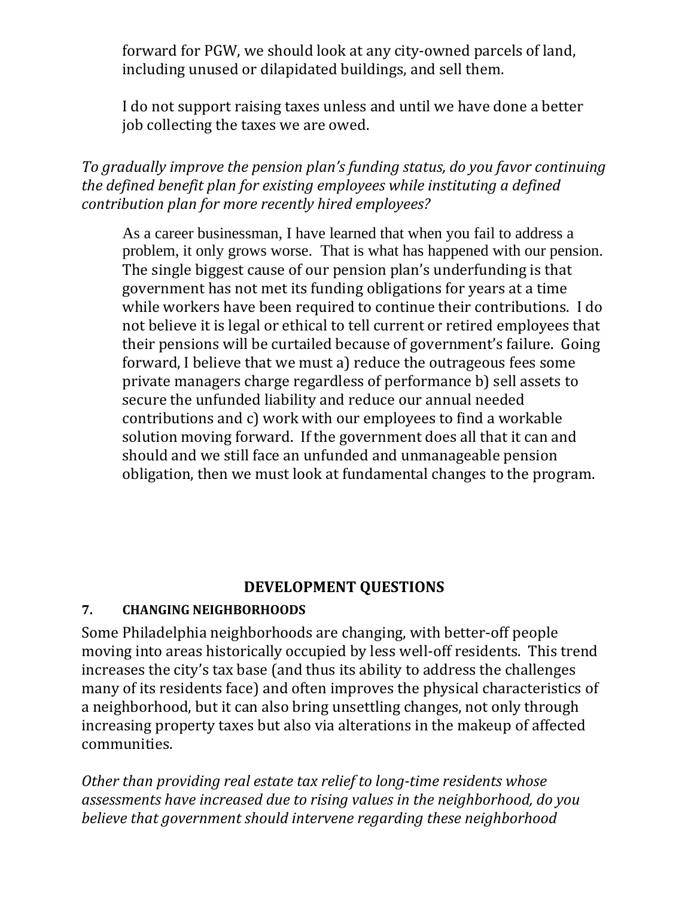forward for PGW, we should look at any city-owned parcels of land, including unused or dilapidated buildings, and sell them.

I do not support raising taxes unless and until we have done a better job collecting the taxes we are owed.

*To gradually improve the pension plan's funding status, do you favor continuing the defined benefit plan for existing employees while instituting a defined contribution plan for more recently hired employees?*

As a career businessman, I have learned that when you fail to address a problem, it only grows worse. That is what has happened with our pension. The single biggest cause of our pension plan's underfunding is that government has not met its funding obligations for years at a time while workers have been required to continue their contributions. I do not believe it is legal or ethical to tell current or retired employees that their pensions will be curtailed because of government's failure. Going forward, I believe that we must a) reduce the outrageous fees some private managers charge regardless of performance b) sell assets to secure the unfunded liability and reduce our annual needed contributions and c) work with our employees to find a workable solution moving forward. If the government does all that it can and should and we still face an unfunded and unmanageable pension obligation, then we must look at fundamental changes to the program.

## DEVELOPMENT QUESTIONS

### 7. CHANGING NEIGHBORHOODS

Some Philadelphia neighborhoods are changing, with better-off people moving into areas historically occupied by less well-off residents. This trend increases the city's tax base (and thus its ability to address the challenges many of its residents face) and often improves the physical characteristics of a neighborhood, but it can also bring unsettling changes, not only through increasing property taxes but also via alterations in the makeup of affected communities.

*Other than providing real estate tax relief to long-time residents whose assessments have increased due to rising values in the neighborhood, do you believe that government should intervene regarding these neighborhood*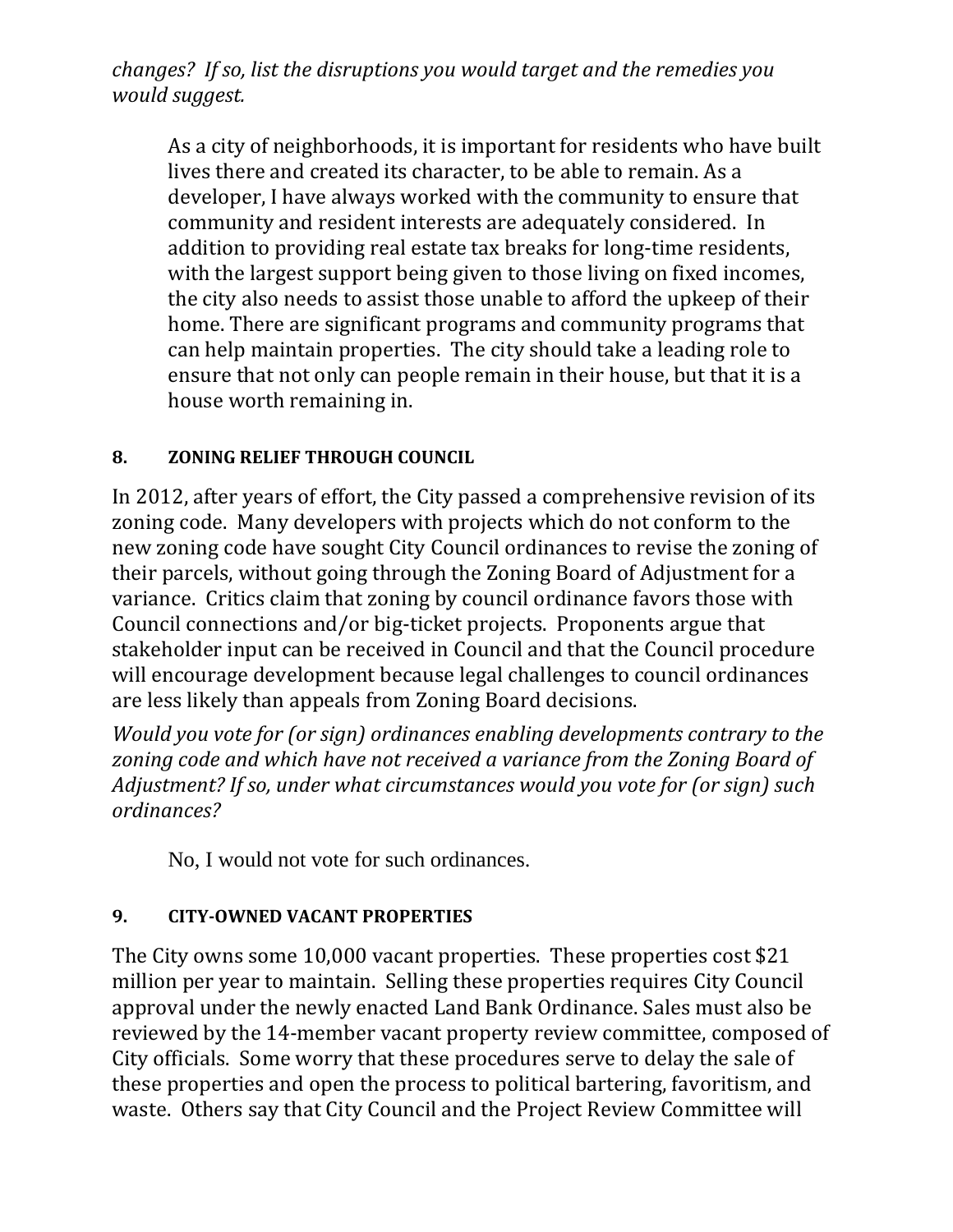*changes? If so, list the disruptions you would target and the remedies you would suggest.*

> As a city of neighborhoods, it is important for residents who have built lives there and created its character, to be able to remain. As a developer, I have always worked with the community to ensure that community and resident interests are adequately considered. In addition to providing real estate tax breaks for long-time residents, with the largest support being given to those living on fixed incomes, the city also needs to assist those unable to afford the upkeep of their home. There are significant programs and community programs that can help maintain properties. The city should take a leading role to ensure that not only can people remain in their house, but that it is a house worth remaining in.

**8. ZONING RELIEF THROUGH COUNCIL**

In 2012, after years of effort, the City passed a comprehensive revision of its zoning code. Many developers with projects which do not conform to the new zoning code have sought City Council ordinances to revise the zoning of their parcels, without going through the Zoning Board of Adjustment for a variance. Critics claim that zoning by council ordinance favors those with Council connections and/or big-ticket projects. Proponents argue that stakeholder input can be received in Council and that the Council procedure will encourage development because legal challenges to council ordinances are less likely than appeals from Zoning Board decisions.

*Would you vote for (or sign) ordinances enabling developments contrary to the zoning code and which have not received a variance from the Zoning Board of Adjustment? If so, under what circumstances would you vote for (or sign) such ordinances?*

> No, I would not vote for such ordinances.

**9. CITY-OWNED VACANT PROPERTIES**

The City owns some 10,000 vacant properties. These properties cost $21 million per year to maintain. Selling these properties requires City Council approval under the newly enacted Land Bank Ordinance. Sales must also be reviewed by the 14-member vacant property review committee, composed of City officials. Some worry that these procedures serve to delay the sale of these properties and open the process to political bartering, favoritism, and waste. Others say that City Council and the Project Review Committee will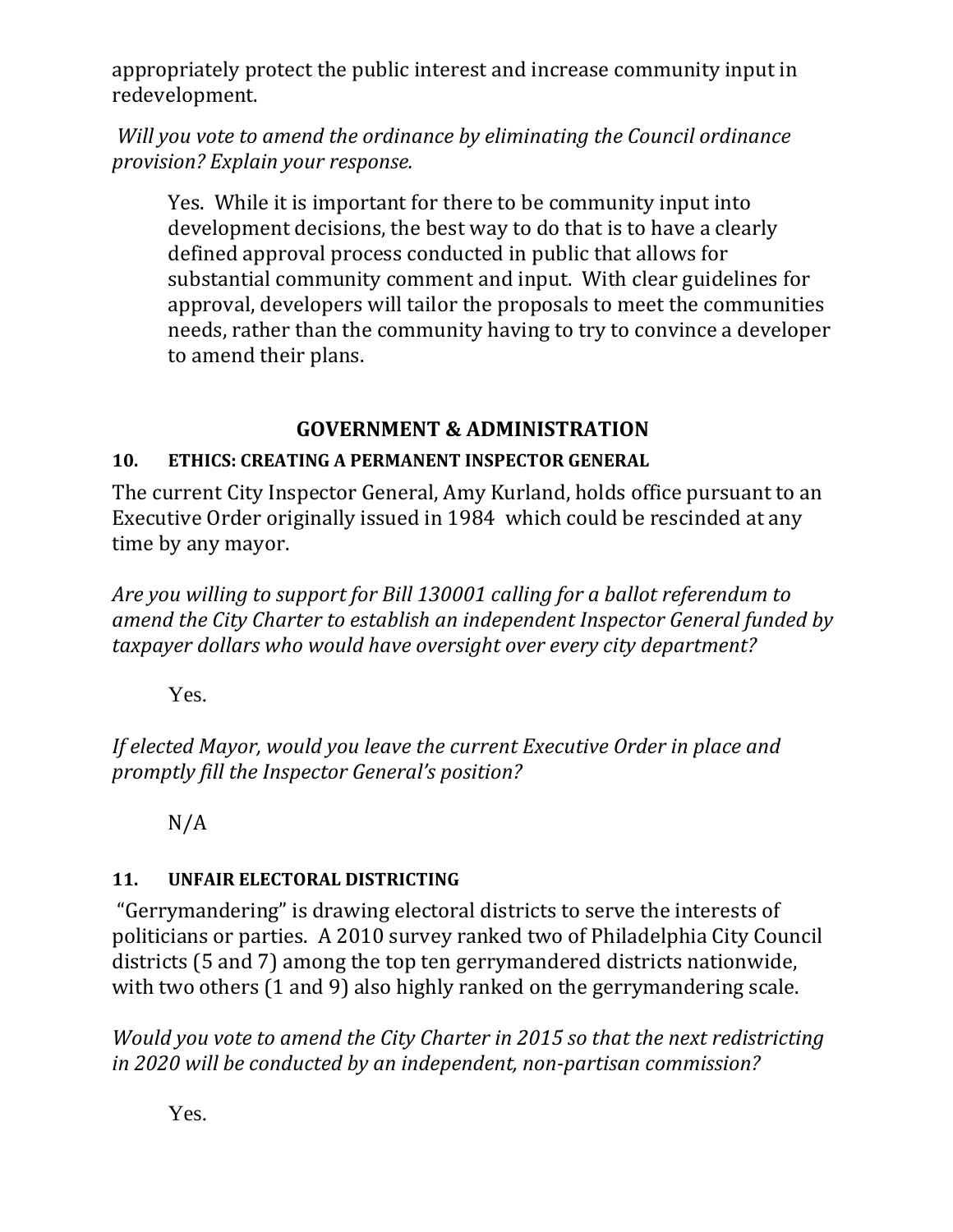appropriately protect the public interest and increase community input in redevelopment.

*Will you vote to amend the ordinance by eliminating the Council ordinance provision? Explain your response.*

> Yes. While it is important for there to be community input into development decisions, the best way to do that is to have a clearly defined approval process conducted in public that allows for substantial community comment and input. With clear guidelines for approval, developers will tailor the proposals to meet the communities needs, rather than the community having to try to convince a developer to amend their plans.

## GOVERNMENT & ADMINISTRATION

### 10. ETHICS: CREATING A PERMANENT INSPECTOR GENERAL

The current City Inspector General, Amy Kurland, holds office pursuant to an Executive Order originally issued in 1984 which could be rescinded at any time by any mayor.

*Are you willing to support for Bill 130001 calling for a ballot referendum to amend the City Charter to establish an independent Inspector General funded by taxpayer dollars who would have oversight over every city department?*

> Yes.

*If elected Mayor, would you leave the current Executive Order in place and promptly fill the Inspector General's position?*

> N/A

### 11. UNFAIR ELECTORAL DISTRICTING

"Gerrymandering" is drawing electoral districts to serve the interests of politicians or parties. A 2010 survey ranked two of Philadelphia City Council districts (5 and 7) among the top ten gerrymandered districts nationwide, with two others (1 and 9) also highly ranked on the gerrymandering scale.

*Would you vote to amend the City Charter in 2015 so that the next redistricting in 2020 will be conducted by an independent, non-partisan commission?*

> Yes.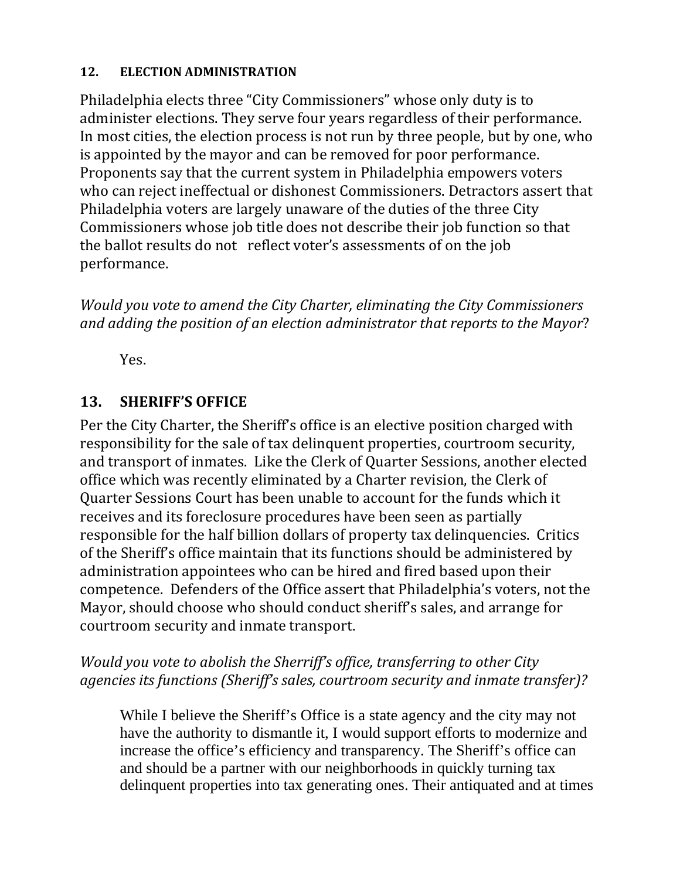## 12. ELECTION ADMINISTRATION

Philadelphia elects three "City Commissioners" whose only duty is to administer elections. They serve four years regardless of their performance. In most cities, the election process is not run by three people, but by one, who is appointed by the mayor and can be removed for poor performance. Proponents say that the current system in Philadelphia empowers voters who can reject ineffectual or dishonest Commissioners. Detractors assert that Philadelphia voters are largely unaware of the duties of the three City Commissioners whose job title does not describe their job function so that the ballot results do not reflect voter's assessments of on the job performance.

*Would you vote to amend the City Charter, eliminating the City Commissioners and adding the position of an election administrator that reports to the Mayor*?

Yes.

## 13. SHERIFF'S OFFICE

Per the City Charter, the Sheriff's office is an elective position charged with responsibility for the sale of tax delinquent properties, courtroom security, and transport of inmates. Like the Clerk of Quarter Sessions, another elected office which was recently eliminated by a Charter revision, the Clerk of Quarter Sessions Court has been unable to account for the funds which it receives and its foreclosure procedures have been seen as partially responsible for the half billion dollars of property tax delinquencies. Critics of the Sheriff's office maintain that its functions should be administered by administration appointees who can be hired and fired based upon their competence. Defenders of the Office assert that Philadelphia's voters, not the Mayor, should choose who should conduct sheriff's sales, and arrange for courtroom security and inmate transport.

*Would you vote to abolish the Sherriff's office, transferring to other City agencies its functions (Sheriff's sales, courtroom security and inmate transfer)?*

While I believe the Sheriff's Office is a state agency and the city may not have the authority to dismantle it, I would support efforts to modernize and increase the office's efficiency and transparency. The Sheriff's office can and should be a partner with our neighborhoods in quickly turning tax delinquent properties into tax generating ones. Their antiquated and at times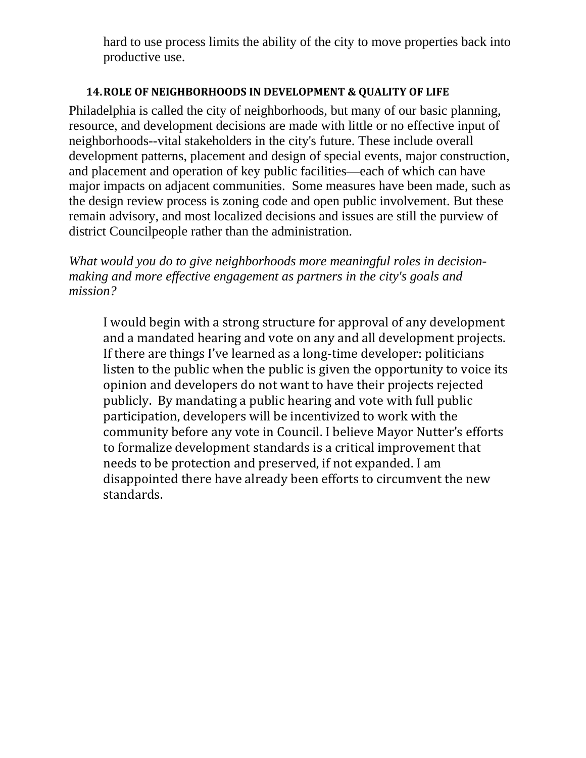hard to use process limits the ability of the city to move properties back into productive use.

### 14. ROLE OF NEIGHBORHOODS IN DEVELOPMENT & QUALITY OF LIFE

Philadelphia is called the city of neighborhoods, but many of our basic planning, resource, and development decisions are made with little or no effective input of neighborhoods--vital stakeholders in the city's future. These include overall development patterns, placement and design of special events, major construction, and placement and operation of key public facilities—each of which can have major impacts on adjacent communities. Some measures have been made, such as the design review process is zoning code and open public involvement. But these remain advisory, and most localized decisions and issues are still the purview of district Councilpeople rather than the administration.

*What would you do to give neighborhoods more meaningful roles in decision-making and more effective engagement as partners in the city's goals and mission?*

I would begin with a strong structure for approval of any development and a mandated hearing and vote on any and all development projects. If there are things I've learned as a long-time developer: politicians listen to the public when the public is given the opportunity to voice its opinion and developers do not want to have their projects rejected publicly. By mandating a public hearing and vote with full public participation, developers will be incentivized to work with the community before any vote in Council. I believe Mayor Nutter's efforts to formalize development standards is a critical improvement that needs to be protection and preserved, if not expanded. I am disappointed there have already been efforts to circumvent the new standards.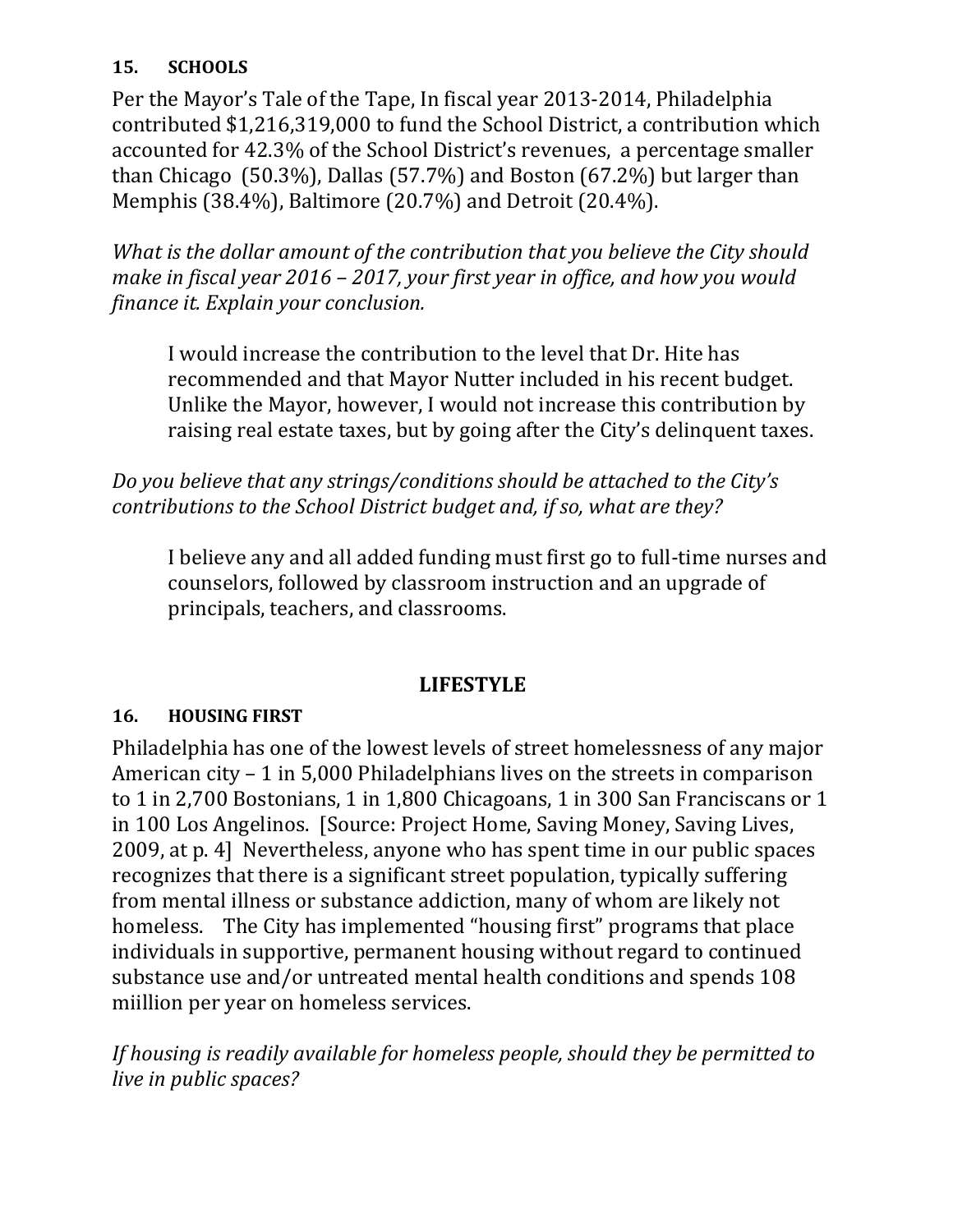### 15. SCHOOLS

Per the Mayor's Tale of the Tape, In fiscal year 2013-2014, Philadelphia contributed $1,216,319,000 to fund the School District, a contribution which accounted for 42.3% of the School District's revenues, a percentage smaller than Chicago (50.3%), Dallas (57.7%) and Boston (67.2%) but larger than Memphis (38.4%), Baltimore (20.7%) and Detroit (20.4%).

*What is the dollar amount of the contribution that you believe the City should make in fiscal year 2016 – 2017, your first year in office, and how you would finance it. Explain your conclusion.*

> I would increase the contribution to the level that Dr. Hite has recommended and that Mayor Nutter included in his recent budget. Unlike the Mayor, however, I would not increase this contribution by raising real estate taxes, but by going after the City's delinquent taxes.

*Do you believe that any strings/conditions should be attached to the City's contributions to the School District budget and, if so, what are they?*

> I believe any and all added funding must first go to full-time nurses and counselors, followed by classroom instruction and an upgrade of principals, teachers, and classrooms.

## LIFESTYLE

### 16. HOUSING FIRST

Philadelphia has one of the lowest levels of street homelessness of any major American city – 1 in 5,000 Philadelphians lives on the streets in comparison to 1 in 2,700 Bostonians, 1 in 1,800 Chicagoans, 1 in 300 San Franciscans or 1 in 100 Los Angelinos. [Source: Project Home, Saving Money, Saving Lives, 2009, at p. 4] Nevertheless, anyone who has spent time in our public spaces recognizes that there is a significant street population, typically suffering from mental illness or substance addiction, many of whom are likely not homeless. The City has implemented "housing first" programs that place individuals in supportive, permanent housing without regard to continued substance use and/or untreated mental health conditions and spends 108 miillion per year on homeless services.

*If housing is readily available for homeless people, should they be permitted to live in public spaces?*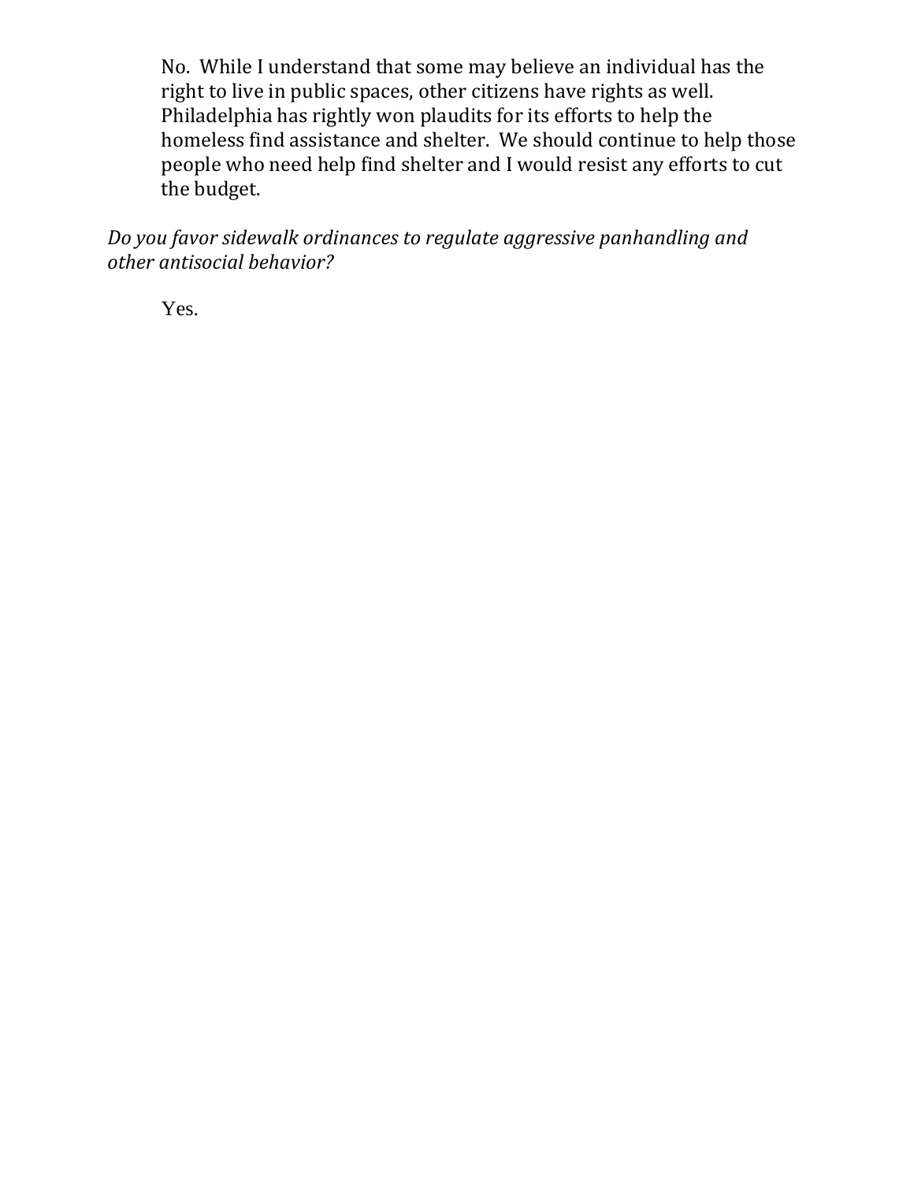No. While I understand that some may believe an individual has the right to live in public spaces, other citizens have rights as well. Philadelphia has rightly won plaudits for its efforts to help the homeless find assistance and shelter. We should continue to help those people who need help find shelter and I would resist any efforts to cut the budget.

*Do you favor sidewalk ordinances to regulate aggressive panhandling and other antisocial behavior?*

Yes.